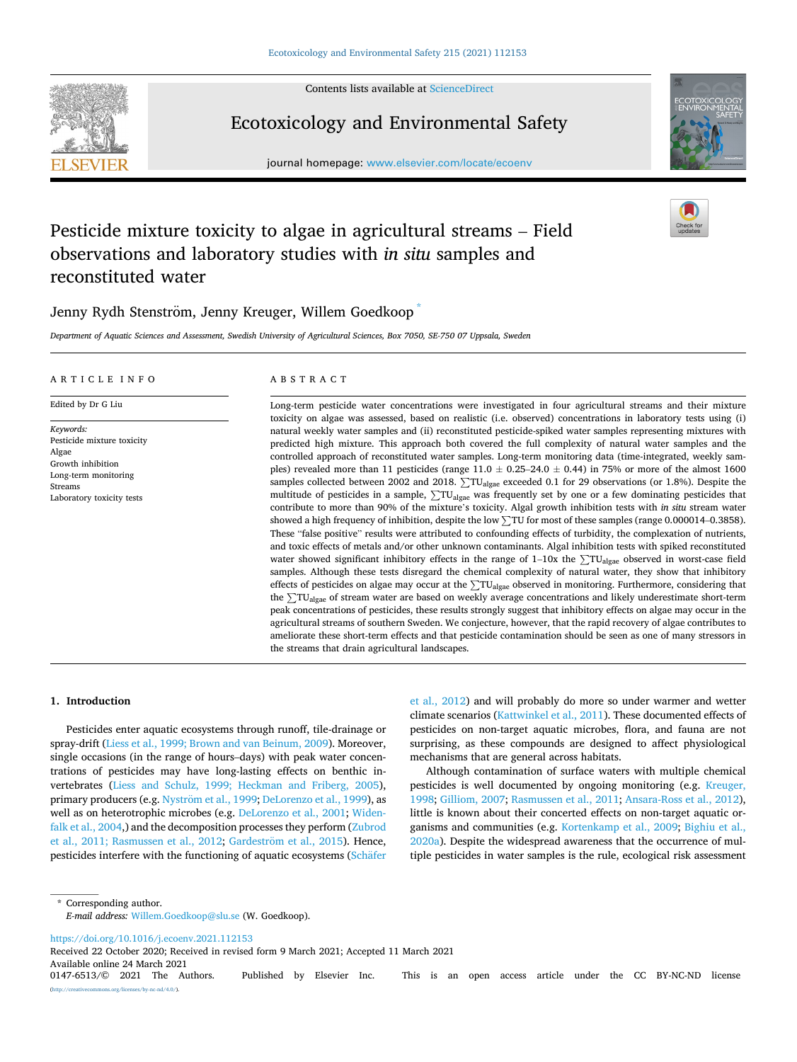# Pesticide mixture toxicity to algae in agricultural streams – Field observations and laboratory studies with *in situ* samples and reconstituted water

Jenny Rydh Stenström, Jenny Kreuger, Willem Goedkoop *

*Department of Aquatic Sciences and Assessment, Swedish University of Agricultural Sciences, Box 7050, SE-750 07 Uppsala, Sweden*

## ARTICLE INFO

Edited by Dr G Liu

*Keywords:*
Pesticide mixture toxicity
Algae
Growth inhibition
Long-term monitoring
Streams
Laboratory toxicity tests

## ABSTRACT

Long-term pesticide water concentrations were investigated in four agricultural streams and their mixture toxicity on algae was assessed, based on realistic (i.e. observed) concentrations in laboratory tests using (i) natural weekly water samples and (ii) reconstituted pesticide-spiked water samples representing mixtures with predicted high mixture. This approach both covered the full complexity of natural water samples and the controlled approach of reconstituted water samples. Long-term monitoring data (time-integrated, weekly samples) revealed more than 11 pesticides (range 11.0 ± 0.25–24.0 ± 0.44) in 75% or more of the almost 1600 samples collected between 2002 and 2018. $\sum TU_{algae}$ exceeded 0.1 for 29 observations (or 1.8%). Despite the multitude of pesticides in a sample, $\sum TU_{algae}$ was frequently set by one or a few dominating pesticides that contribute to more than 90% of the mixture's toxicity. Algal growth inhibition tests with *in situ* stream water showed a high frequency of inhibition, despite the low $\sum TU$ for most of these samples (range 0.000014–0.3858). These "false positive" results were attributed to confounding effects of turbidity, the complexation of nutrients, and toxic effects of metals and/or other unknown contaminants. Algal inhibition tests with spiked reconstituted water showed significant inhibitory effects in the range of 1–10x the $\sum TU_{algae}$ observed in worst-case field samples. Although these tests disregard the chemical complexity of natural water, they show that inhibitory effects of pesticides on algae may occur at the $\sum TU_{algae}$ observed in monitoring. Furthermore, considering that the $\sum TU_{algae}$ of stream water are based on weekly average concentrations and likely underestimate short-term peak concentrations of pesticides, these results strongly suggest that inhibitory effects on algae may occur in the agricultural streams of southern Sweden. We conjecture, however, that the rapid recovery of algae contributes to ameliorate these short-term effects and that pesticide contamination should be seen as one of many stressors in the streams that drain agricultural landscapes.

## 1. Introduction

Pesticides enter aquatic ecosystems through runoff, tile-drainage or spray-drift (Liess et al., 1999; Brown and van Beinum, 2009). Moreover, single occasions (in the range of hours–days) with peak water concentrations of pesticides may have long-lasting effects on benthic invertebrates (Liess and Schulz, 1999; Heckman and Friberg, 2005), primary producers (e.g. Nyström et al., 1999; DeLorenzo et al., 2001; Widenfalk et al., 2004,) and the decomposition processes they perform (Zubrod et al., 2011; Rasmussen et al., 2012; Gardeström et al., 2015). Hence, pesticides interfere with the functioning of aquatic ecosystems (Schäfer et al., 2012) and will probably do more so under warmer and wetter climate scenarios (Kattwinkel et al., 2011). These documented effects of pesticides on non-target aquatic microbes, flora, and fauna are not surprising, as these compounds are designed to affect physiological mechanisms that are general across habitats.

Although contamination of surface waters with multiple chemical pesticides is well documented by ongoing monitoring (e.g. Kreuger, 1998; Gilliom, 2007; Rasmussen et al., 2011; Ansara-Ross et al., 2012), little is known about their concerted effects on non-target aquatic organisms and communities (e.g. Kortenkamp et al., 2009; Bighiu et al., 2020a). Despite the widespread awareness that the occurrence of multiple pesticides in water samples is the rule, ecological risk assessment

\* Corresponding author.
*E-mail address:* Willem.Goedkoop@slu.se (W. Goedkoop).

https://doi.org/10.1016/j.ecoenv.2021.112153
Received 22 October 2020; Received in revised form 9 March 2021; Accepted 11 March 2021
Available online 24 March 2021
0147-6513/© 2021 The Authors. Published by Elsevier Inc. This is an open access article under the CC BY-NC-ND license (http://creativecommons.org/licenses/by-nc-nd/4.0/).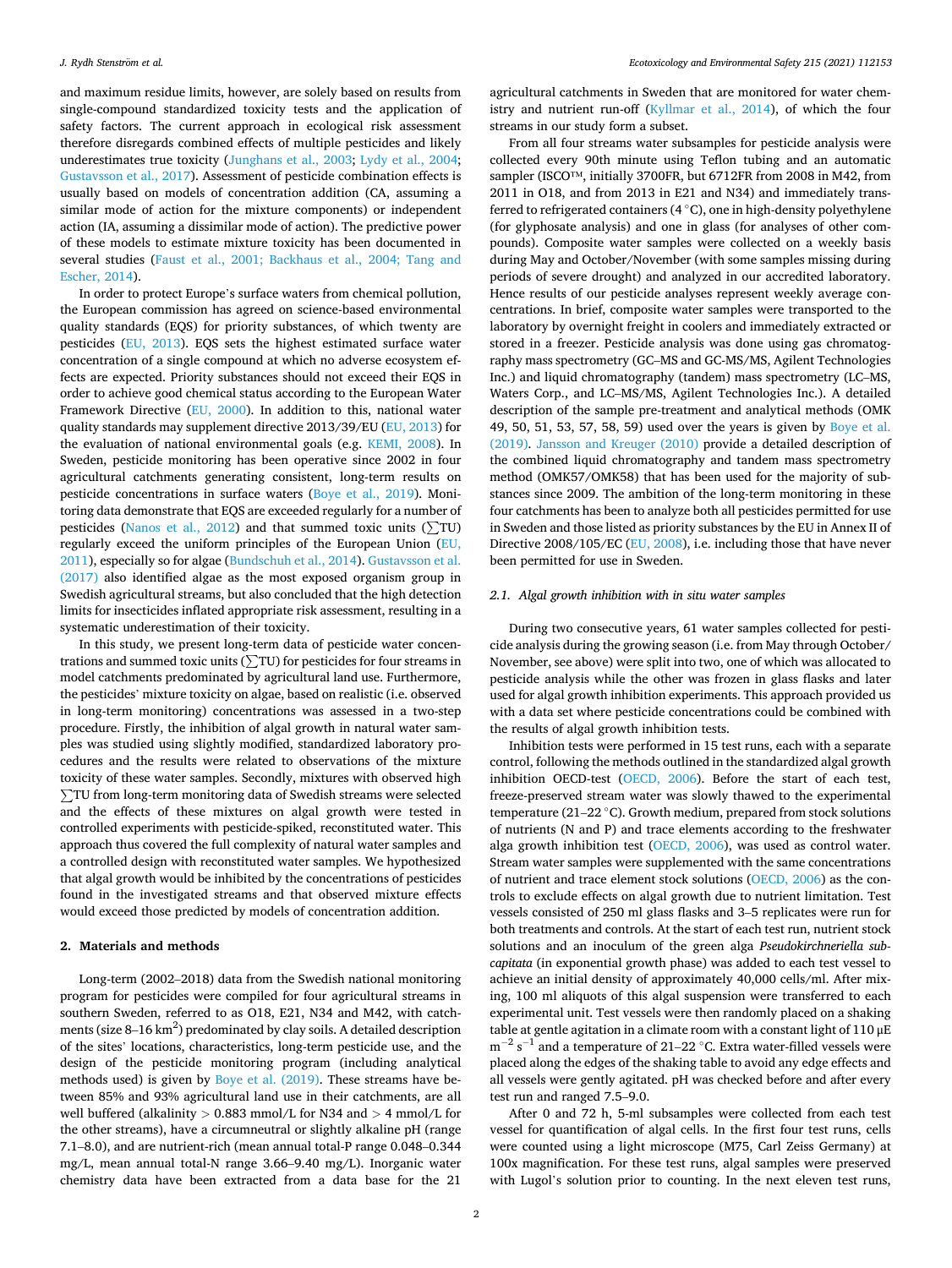and maximum residue limits, however, are solely based on results from single-compound standardized toxicity tests and the application of safety factors. The current approach in ecological risk assessment therefore disregards combined effects of multiple pesticides and likely underestimates true toxicity (Junghans et al., 2003; Lydy et al., 2004; Gustavsson et al., 2017). Assessment of pesticide combination effects is usually based on models of concentration addition (CA, assuming a similar mode of action for the mixture components) or independent action (IA, assuming a dissimilar mode of action). The predictive power of these models to estimate mixture toxicity has been documented in several studies (Faust et al., 2001; Backhaus et al., 2004; Tang and Escher, 2014).

In order to protect Europe's surface waters from chemical pollution, the European commission has agreed on science-based environmental quality standards (EQS) for priority substances, of which twenty are pesticides (EU, 2013). EQS sets the highest estimated surface water concentration of a single compound at which no adverse ecosystem effects are expected. Priority substances should not exceed their EQS in order to achieve good chemical status according to the European Water Framework Directive (EU, 2000). In addition to this, national water quality standards may supplement directive 2013/39/EU (EU, 2013) for the evaluation of national environmental goals (e.g. KEMI, 2008). In Sweden, pesticide monitoring has been operative since 2002 in four agricultural catchments generating consistent, long-term results on pesticide concentrations in surface waters (Boye et al., 2019). Monitoring data demonstrate that EQS are exceeded regularly for a number of pesticides (Nanos et al., 2012) and that summed toxic units ($\sum$TU) regularly exceed the uniform principles of the European Union (EU, 2011), especially so for algae (Bundschuh et al., 2014). Gustavsson et al. (2017) also identified algae as the most exposed organism group in Swedish agricultural streams, but also concluded that the high detection limits for insecticides inflated appropriate risk assessment, resulting in a systematic underestimation of their toxicity.

In this study, we present long-term data of pesticide water concentrations and summed toxic units ($\sum$TU) for pesticides for four streams in model catchments predominated by agricultural land use. Furthermore, the pesticides' mixture toxicity on algae, based on realistic (i.e. observed in long-term monitoring) concentrations was assessed in a two-step procedure. Firstly, the inhibition of algal growth in natural water samples was studied using slightly modified, standardized laboratory procedures and the results were related to observations of the mixture toxicity of these water samples. Secondly, mixtures with observed high $\sum$TU from long-term monitoring data of Swedish streams were selected and the effects of these mixtures on algal growth were tested in controlled experiments with pesticide-spiked, reconstituted water. This approach thus covered the full complexity of natural water samples and a controlled design with reconstituted water samples. We hypothesized that algal growth would be inhibited by the concentrations of pesticides found in the investigated streams and that observed mixture effects would exceed those predicted by models of concentration addition.

## 2. Materials and methods

Long-term (2002–2018) data from the Swedish national monitoring program for pesticides were compiled for four agricultural streams in southern Sweden, referred to as O18, E21, N34 and M42, with catchments (size 8–16 km$^2$) predominated by clay soils. A detailed description of the sites' locations, characteristics, long-term pesticide use, and the design of the pesticide monitoring program (including analytical methods used) is given by Boye et al. (2019). These streams have between 85% and 93% agricultural land use in their catchments, are all well buffered (alkalinity > 0.883 mmol/L for N34 and > 4 mmol/L for the other streams), have a circumneutral or slightly alkaline pH (range 7.1–8.0), and are nutrient-rich (mean annual total-P range 0.048–0.344 mg/L, mean annual total-N range 3.66–9.40 mg/L). Inorganic water chemistry data have been extracted from a data base for the 21 agricultural catchments in Sweden that are monitored for water chemistry and nutrient run-off (Kyllmar et al., 2014), of which the four streams in our study form a subset.

From all four streams water subsamples for pesticide analysis were collected every 90th minute using Teflon tubing and an automatic sampler (ISCO™, initially 3700FR, but 6712FR from 2008 in M42, from 2011 in O18, and from 2013 in E21 and N34) and immediately transferred to refrigerated containers (4 °C), one in high-density polyethylene (for glyphosate analysis) and one in glass (for analyses of other compounds). Composite water samples were collected on a weekly basis during May and October/November (with some samples missing during periods of severe drought) and analyzed in our accredited laboratory. Hence results of our pesticide analyses represent weekly average concentrations. In brief, composite water samples were transported to the laboratory by overnight freight in coolers and immediately extracted or stored in a freezer. Pesticide analysis was done using gas chromatography mass spectrometry (GC–MS and GC-MS/MS, Agilent Technologies Inc.) and liquid chromatography (tandem) mass spectrometry (LC–MS, Waters Corp., and LC–MS/MS, Agilent Technologies Inc.). A detailed description of the sample pre-treatment and analytical methods (OMK 49, 50, 51, 53, 57, 58, 59) used over the years is given by Boye et al. (2019). Jansson and Kreuger (2010) provide a detailed description of the combined liquid chromatography and tandem mass spectrometry method (OMK57/OMK58) that has been used for the majority of substances since 2009. The ambition of the long-term monitoring in these four catchments has been to analyze both all pesticides permitted for use in Sweden and those listed as priority substances by the EU in Annex II of Directive 2008/105/EC (EU, 2008), i.e. including those that have never been permitted for use in Sweden.

### 2.1. Algal growth inhibition with in situ water samples

During two consecutive years, 61 water samples collected for pesticide analysis during the growing season (i.e. from May through October/November, see above) were split into two, one of which was allocated to pesticide analysis while the other was frozen in glass flasks and later used for algal growth inhibition experiments. This approach provided us with a data set where pesticide concentrations could be combined with the results of algal growth inhibition tests.

Inhibition tests were performed in 15 test runs, each with a separate control, following the methods outlined in the standardized algal growth inhibition OECD-test (OECD, 2006). Before the start of each test, freeze-preserved stream water was slowly thawed to the experimental temperature (21–22 °C). Growth medium, prepared from stock solutions of nutrients (N and P) and trace elements according to the freshwater alga growth inhibition test (OECD, 2006), was used as control water. Stream water samples were supplemented with the same concentrations of nutrient and trace element stock solutions (OECD, 2006) as the controls to exclude effects on algal growth due to nutrient limitation. Test vessels consisted of 250 ml glass flasks and 3–5 replicates were run for both treatments and controls. At the start of each test run, nutrient stock solutions and an inoculum of the green alga *Pseudokirchneriella subcapitata* (in exponential growth phase) was added to each test vessel to achieve an initial density of approximately 40,000 cells/ml. After mixing, 100 ml aliquots of this algal suspension were transferred to each experimental unit. Test vessels were then randomly placed on a shaking table at gentle agitation in a climate room with a constant light of 110 μE m$^{-2}$ s$^{-1}$ and a temperature of 21–22 °C. Extra water-filled vessels were placed along the edges of the shaking table to avoid any edge effects and all vessels were gently agitated. pH was checked before and after every test run and ranged 7.5–9.0.

After 0 and 72 h, 5-ml subsamples were collected from each test vessel for quantification of algal cells. In the first four test runs, cells were counted using a light microscope (M75, Carl Zeiss Germany) at 100x magnification. For these test runs, algal samples were preserved with Lugol's solution prior to counting. In the next eleven test runs,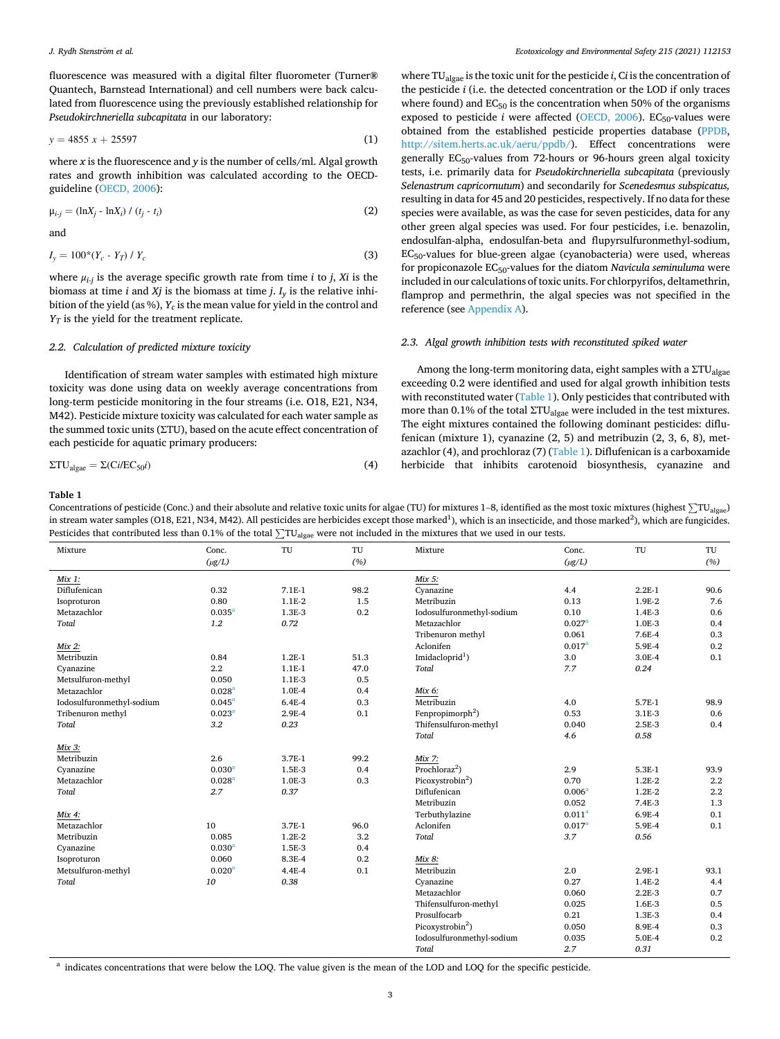fluorescence was measured with a digital filter fluorometer (Turner® Quantech, Barnstead International) and cell numbers were back calculated from fluorescence using the previously established relationship for *Pseudokirchneriella subcapitata* in our laboratory:

$$y = 4855\,x + 25597 \tag{1}$$

where $x$ is the fluorescence and $y$ is the number of cells/ml. Algal growth rates and growth inhibition was calculated according to the OECD-guideline (OECD, 2006):

$$\mu_{i\text{-}j} = (\ln X_j - \ln X_i) / (t_j - t_i) \tag{2}$$

and

$$I_y = 100*(Y_c - Y_T) / Y_c \tag{3}$$

where $\mu_{i\text{-}j}$ is the average specific growth rate from time $i$ to $j$, $Xi$ is the biomass at time $i$ and $Xj$ is the biomass at time $j$. $I_y$ is the relative inhibition of the yield (as %), $Y_c$ is the mean value for yield in the control and $Y_T$ is the yield for the treatment replicate.

### 2.2. Calculation of predicted mixture toxicity

Identification of stream water samples with estimated high mixture toxicity was done using data on weekly average concentrations from long-term pesticide monitoring in the four streams (i.e. O18, E21, N34, M42). Pesticide mixture toxicity was calculated for each water sample as the summed toxic units (ΣTU), based on the acute effect concentration of each pesticide for aquatic primary producers:

$$\Sigma TU_{algae} = \Sigma(Ci/EC_{50}i) \tag{4}$$

where $TU_{algae}$ is the toxic unit for the pesticide $i$, $Ci$ is the concentration of the pesticide $i$ (i.e. the detected concentration or the LOD if only traces where found) and $EC_{50}$ is the concentration when 50% of the organisms exposed to pesticide $i$ were affected (OECD, 2006). $EC_{50}$-values were obtained from the established pesticide properties database (PPDB, http://sitem.herts.ac.uk/aeru/ppdb/). Effect concentrations were generally $EC_{50}$-values from 72-hours or 96-hours green algal toxicity tests, i.e. primarily data for *Pseudokirchneriella subcapitata* (previously *Selenastrum capricornutum*) and secondarily for *Scenedesmus subspicatus,* resulting in data for 45 and 20 pesticides, respectively. If no data for these species were available, as was the case for seven pesticides, data for any other green algal species was used. For four pesticides, i.e. benazolin, endosulfan-alpha, endosulfan-beta and flupyrsulfuronmethyl-sodium, $EC_{50}$-values for blue-green algae (cyanobacteria) were used, whereas for propiconazole $EC_{50}$-values for the diatom *Navicula seminuluma* were included in our calculations of toxic units. For chlorpyrifos, deltamethrin, flamprop and permethrin, the algal species was not specified in the reference (see Appendix A).

### 2.3. Algal growth inhibition tests with reconstituted spiked water

Among the long-term monitoring data, eight samples with a $\Sigma TU_{algae}$ exceeding 0.2 were identified and used for algal growth inhibition tests with reconstituted water (Table 1). Only pesticides that contributed with more than 0.1% of the total $\Sigma TU_{algae}$ were included in the test mixtures. The eight mixtures contained the following dominant pesticides: diflufenican (mixture 1), cyanazine (2, 5) and metribuzin (2, 3, 6, 8), metazachlor (4), and prochloraz (7) (Table 1). Diflufenican is a carboxamide herbicide that inhibits carotenoid biosynthesis, cyanazine and

**Table 1**
Concentrations of pesticide (Conc.) and their absolute and relative toxic units for algae (TU) for mixtures 1–8, identified as the most toxic mixtures (highest $\sum TU_{algae}$) in stream water samples (O18, E21, N34, M42). All pesticides are herbicides except those marked[1]), which is an insecticide, and those marked[2]), which are fungicides. Pesticides that contributed less than 0.1% of the total $\sum TU_{algae}$ were not included in the mixtures that we used in our tests.

| Mixture | Conc. (μg/L) | TU | TU (%) | Mixture | Conc. (μg/L) | TU | TU (%) |
|---|---|---|---|---|---|---|---|
| *Mix 1:* | | | | *Mix 5:* | | | |
| Diflufenican | 0.32 | 7.1E-1 | 98.2 | Cyanazine | 4.4 | 2.2E-1 | 90.6 |
| Isoproturon | 0.80 | 1.1E-2 | 1.5 | Metribuzin | 0.13 | 1.9E-2 | 7.6 |
| Metazachlor | 0.035[a] | 1.3E-3 | 0.2 | Iodosulfuronmethyl-sodium | 0.10 | 1.4E-3 | 0.6 |
| *Total* | *1.2* | *0.72* | | Metazachlor | 0.027[a] | 1.0E-3 | 0.4 |
| | | | | Tribenuron methyl | 0.061 | 7.6E-4 | 0.3 |
| *Mix 2:* | | | | Aclonifen | 0.017[a] | 5.9E-4 | 0.2 |
| Metribuzin | 0.84 | 1.2E-1 | 51.3 | Imidacloprid[1]) | 3.0 | 3.0E-4 | 0.1 |
| Cyanazine | 2.2 | 1.1E-1 | 47.0 | *Total* | *7.7* | *0.24* | |
| Metsulfuron-methyl | 0.050 | 1.1E-3 | 0.5 | | | | |
| Metazachlor | 0.028[a] | 1.0E-4 | 0.4 | *Mix 6:* | | | |
| Iodosulfuronmethyl-sodium | 0.045[a] | 6.4E-4 | 0.3 | Metribuzin | 4.0 | 5.7E-1 | 98.9 |
| Tribenuron methyl | 0.023[a] | 2.9E-4 | 0.1 | Fenpropimorph[2]) | 0.53 | 3.1E-3 | 0.6 |
| *Total* | *3.2* | *0.23* | | Thifensulfuron-methyl | 0.040 | 2.5E-3 | 0.4 |
| | | | | *Total* | *4.6* | *0.58* | |
| *Mix 3:* | | | | | | | |
| Metribuzin | 2.6 | 3.7E-1 | 99.2 | *Mix 7:* | | | |
| Cyanazine | 0.030[a] | 1.5E-3 | 0.4 | Prochloraz[2]) | 2.9 | 5.3E-1 | 93.9 |
| Metazachlor | 0.028[a] | 1.0E-3 | 0.3 | Picoxystrobin[2]) | 0.70 | 1.2E-2 | 2.2 |
| *Total* | *2.7* | *0.37* | | Diflufenican | 0.006[a] | 1.2E-2 | 2.2 |
| | | | | Metribuzin | 0.052 | 7.4E-3 | 1.3 |
| *Mix 4:* | | | | Terbuthylazine | 0.011[a] | 6.9E-4 | 0.1 |
| Metazachlor | 10 | 3.7E-1 | 96.0 | Aclonifen | 0.017[a] | 5.9E-4 | 0.1 |
| Metribuzin | 0.085 | 1.2E-2 | 3.2 | *Total* | *3.7* | *0.56* | |
| Cyanazine | 0.030[a] | 1.5E-3 | 0.4 | | | | |
| Isoproturon | 0.060 | 8.3E-4 | 0.2 | *Mix 8:* | | | |
| Metsulfuron-methyl | 0.020[a] | 4.4E-4 | 0.1 | Metribuzin | 2.0 | 2.9E-1 | 93.1 |
| *Total* | *10* | *0.38* | | Cyanazine | 0.27 | 1.4E-2 | 4.4 |
| | | | | Metazachlor | 0.060 | 2.2E-3 | 0.7 |
| | | | | Thifensulfuron-methyl | 0.025 | 1.6E-3 | 0.5 |
| | | | | Prosulfocarb | 0.21 | 1.3E-3 | 0.4 |
| | | | | Picoxystrobin[2]) | 0.050 | 8.9E-4 | 0.3 |
| | | | | Iodosulfuronmethyl-sodium | 0.035 | 5.0E-4 | 0.2 |
| | | | | *Total* | *2.7* | *0.31* | |

[a] indicates concentrations that were below the LOQ. The value given is the mean of the LOD and LOQ for the specific pesticide.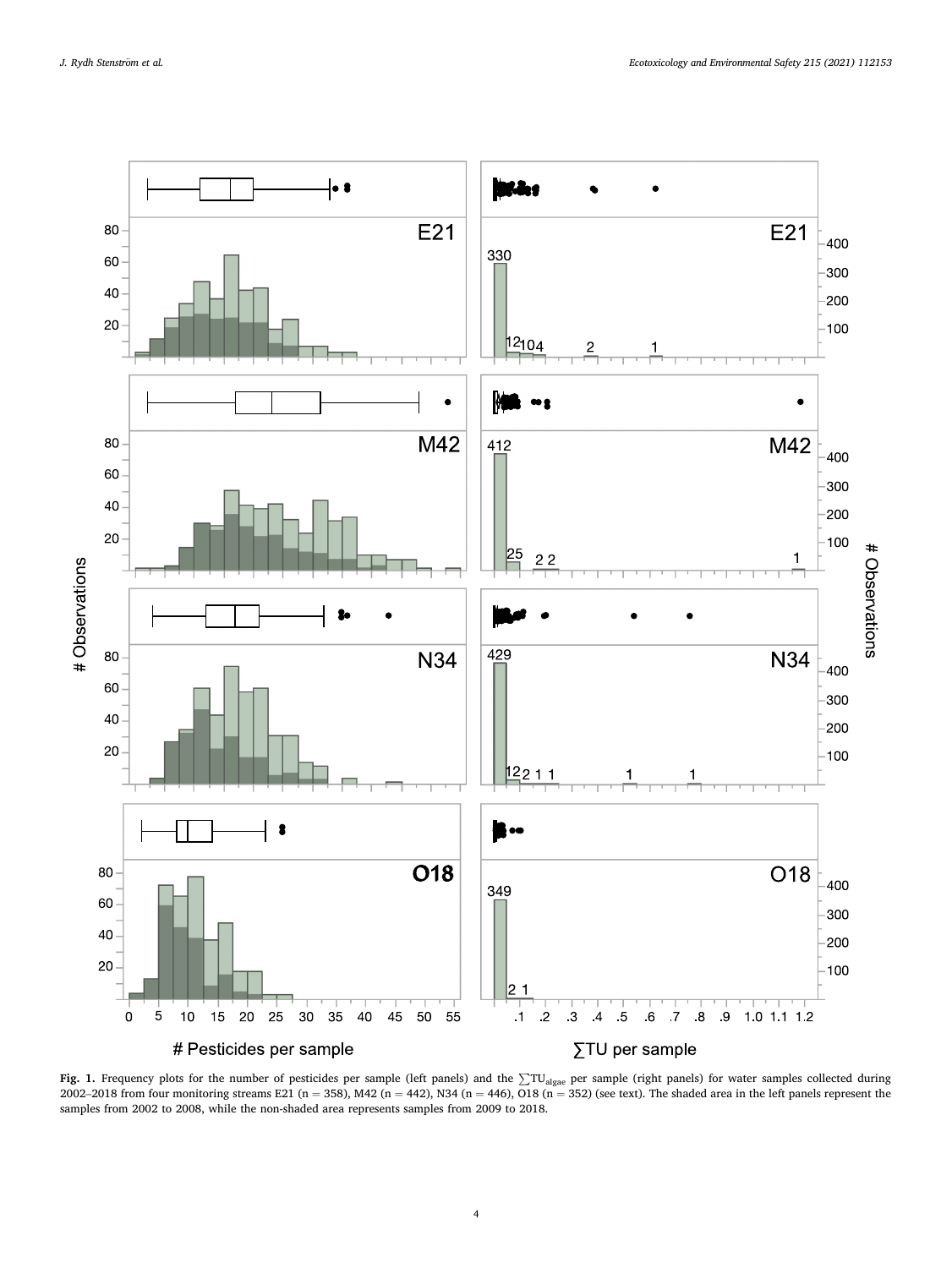**Fig. 1.** Frequency plots for the number of pesticides per sample (left panels) and the $\sum TU_{algae}$ per sample (right panels) for water samples collected during 2002–2018 from four monitoring streams E21 (n = 358), M42 (n = 442), N34 (n = 446), O18 (n = 352) (see text). The shaded area in the left panels represent the samples from 2002 to 2008, while the non-shaded area represents samples from 2009 to 2018.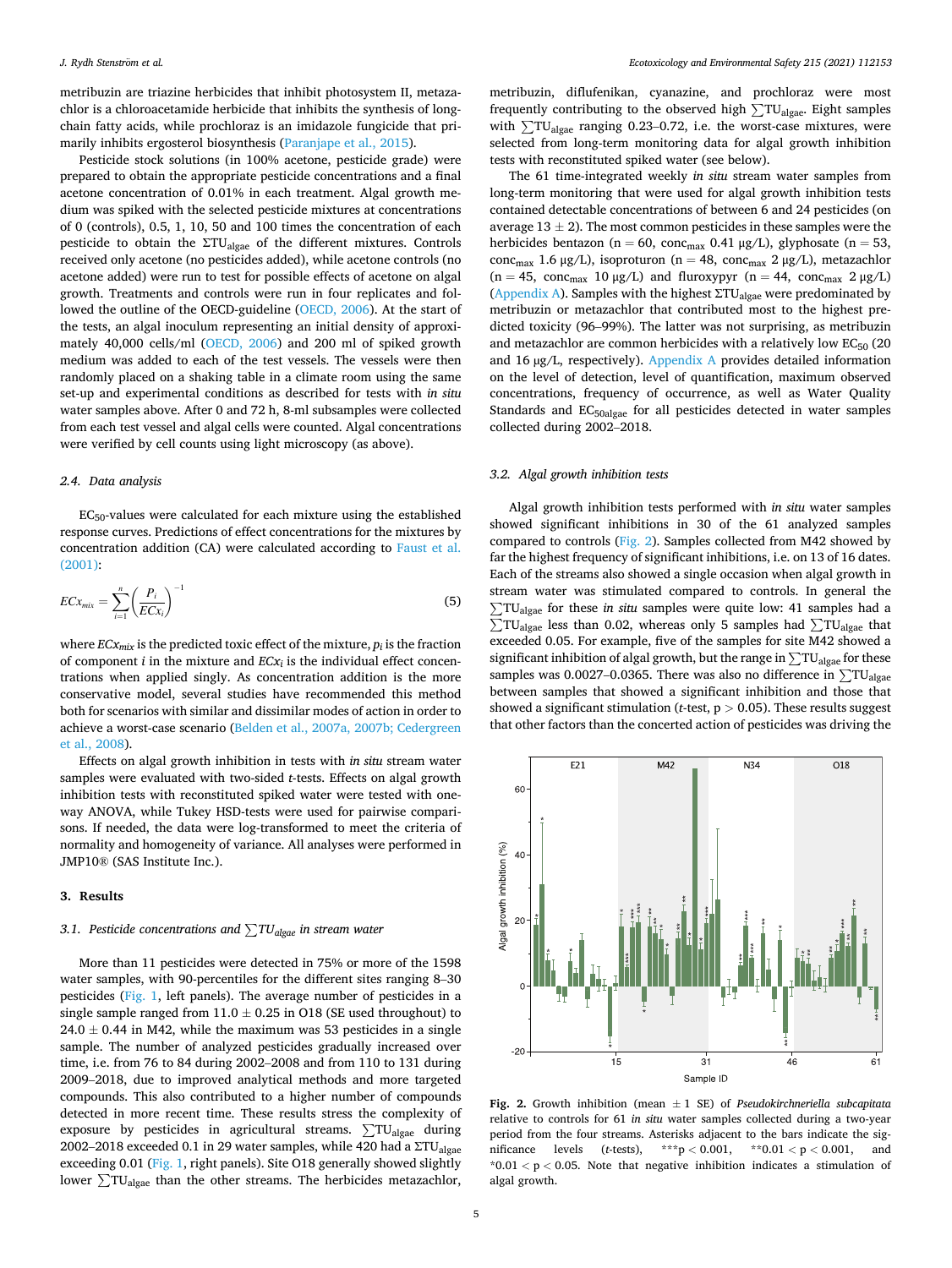metribuzin are triazine herbicides that inhibit photosystem II, metazachlor is a chloroacetamide herbicide that inhibits the synthesis of long-chain fatty acids, while prochloraz is an imidazole fungicide that primarily inhibits ergosterol biosynthesis (Paranjape et al., 2015).

Pesticide stock solutions (in 100% acetone, pesticide grade) were prepared to obtain the appropriate pesticide concentrations and a final acetone concentration of 0.01% in each treatment. Algal growth medium was spiked with the selected pesticide mixtures at concentrations of 0 (controls), 0.5, 1, 10, 50 and 100 times the concentration of each pesticide to obtain the $\Sigma TU_{algae}$ of the different mixtures. Controls received only acetone (no pesticides added), while acetone controls (no acetone added) were run to test for possible effects of acetone on algal growth. Treatments and controls were run in four replicates and followed the outline of the OECD-guideline (OECD, 2006). At the start of the tests, an algal inoculum representing an initial density of approximately 40,000 cells/ml (OECD, 2006) and 200 ml of spiked growth medium was added to each of the test vessels. The vessels were then randomly placed on a shaking table in a climate room using the same set-up and experimental conditions as described for tests with *in situ* water samples above. After 0 and 72 h, 8-ml subsamples were collected from each test vessel and algal cells were counted. Algal concentrations were verified by cell counts using light microscopy (as above).

### 2.4. Data analysis

$EC_{50}$-values were calculated for each mixture using the established response curves. Predictions of effect concentrations for the mixtures by concentration addition (CA) were calculated according to Faust et al. (2001):

$$ECx_{mix} = \sum_{i=1}^{n}\left(\frac{P_i}{ECx_i}\right)^{-1} \tag{5}$$

where $ECx_{mix}$ is the predicted toxic effect of the mixture, $p_i$ is the fraction of component $i$ in the mixture and $ECx_i$ is the individual effect concentrations when applied singly. As concentration addition is the more conservative model, several studies have recommended this method both for scenarios with similar and dissimilar modes of action in order to achieve a worst-case scenario (Belden et al., 2007a, 2007b; Cedergreen et al., 2008).

Effects on algal growth inhibition in tests with *in situ* stream water samples were evaluated with two-sided *t*-tests. Effects on algal growth inhibition tests with reconstituted spiked water were tested with one-way ANOVA, while Tukey HSD-tests were used for pairwise comparisons. If needed, the data were log-transformed to meet the criteria of normality and homogeneity of variance. All analyses were performed in JMP10® (SAS Institute Inc.).

## 3. Results

### 3.1. Pesticide concentrations and $\sum TU_{algae}$ in stream water

More than 11 pesticides were detected in 75% or more of the 1598 water samples, with 90-percentiles for the different sites ranging 8–30 pesticides (Fig. 1, left panels). The average number of pesticides in a single sample ranged from 11.0 ± 0.25 in O18 (SE used throughout) to 24.0 ± 0.44 in M42, while the maximum was 53 pesticides in a single sample. The number of analyzed pesticides gradually increased over time, i.e. from 76 to 84 during 2002–2008 and from 110 to 131 during 2009–2018, due to improved analytical methods and more targeted compounds. This also contributed to a higher number of compounds detected in more recent time. These results stress the complexity of exposure by pesticides in agricultural streams. $\sum TU_{algae}$ during 2002–2018 exceeded 0.1 in 29 water samples, while 420 had a $\Sigma TU_{algae}$ exceeding 0.01 (Fig. 1, right panels). Site O18 generally showed slightly lower $\sum TU_{algae}$ than the other streams. The herbicides metazachlor, metribuzin, diflufenikan, cyanazine, and prochloraz were most frequently contributing to the observed high $\sum TU_{algae}$. Eight samples with $\sum TU_{algae}$ ranging 0.23–0.72, i.e. the worst-case mixtures, were selected from long-term monitoring data for algal growth inhibition tests with reconstituted spiked water (see below).

The 61 time-integrated weekly *in situ* stream water samples from long-term monitoring that were used for algal growth inhibition tests contained detectable concentrations of between 6 and 24 pesticides (on average 13 ± 2). The most common pesticides in these samples were the herbicides bentazon (n = 60, $conc_{max}$ 0.41 μg/L), glyphosate (n = 53, $conc_{max}$ 1.6 μg/L), isoproturon (n = 48, $conc_{max}$ 2 μg/L), metazachlor (n = 45, $conc_{max}$ 10 μg/L) and fluroxypyr (n = 44, $conc_{max}$ 2 μg/L) (Appendix A). Samples with the highest $\Sigma TU_{algae}$ were predominated by metribuzin or metazachlor that contributed most to the highest predicted toxicity (96–99%). The latter was not surprising, as metribuzin and metazachlor are common herbicides with a relatively low $EC_{50}$ (20 and 16 μg/L, respectively). Appendix A provides detailed information on the level of detection, level of quantification, maximum observed concentrations, frequency of occurrence, as well as Water Quality Standards and $EC_{50algae}$ for all pesticides detected in water samples collected during 2002–2018.

### 3.2. Algal growth inhibition tests

Algal growth inhibition tests performed with *in situ* water samples showed significant inhibitions in 30 of the 61 analyzed samples compared to controls (Fig. 2). Samples collected from M42 showed by far the highest frequency of significant inhibitions, i.e. on 13 of 16 dates. Each of the streams also showed a single occasion when algal growth in stream water was stimulated compared to controls. In general the $\sum TU_{algae}$ for these *in situ* samples were quite low: 41 samples had a $\sum TU_{algae}$ less than 0.02, whereas only 5 samples had $\sum TU_{algae}$ that exceeded 0.05. For example, five of the samples for site M42 showed a significant inhibition of algal growth, but the range in $\sum TU_{algae}$ for these samples was 0.0027–0.0365. There was also no difference in $\sum TU_{algae}$ between samples that showed a significant inhibition and those that showed a significant stimulation (*t*-test, p > 0.05). These results suggest that other factors than the concerted action of pesticides was driving the

Fig. 2. Growth inhibition (mean ± 1 SE) of *Pseudokirchneriella subcapitata* relative to controls for 61 *in situ* water samples collected during a two-year period from the four streams. Asterisks adjacent to the bars indicate the significance levels (*t*-tests), ***p < 0.001, **0.01 < p < 0.001, and *0.01 < p < 0.05. Note that negative inhibition indicates a stimulation of algal growth.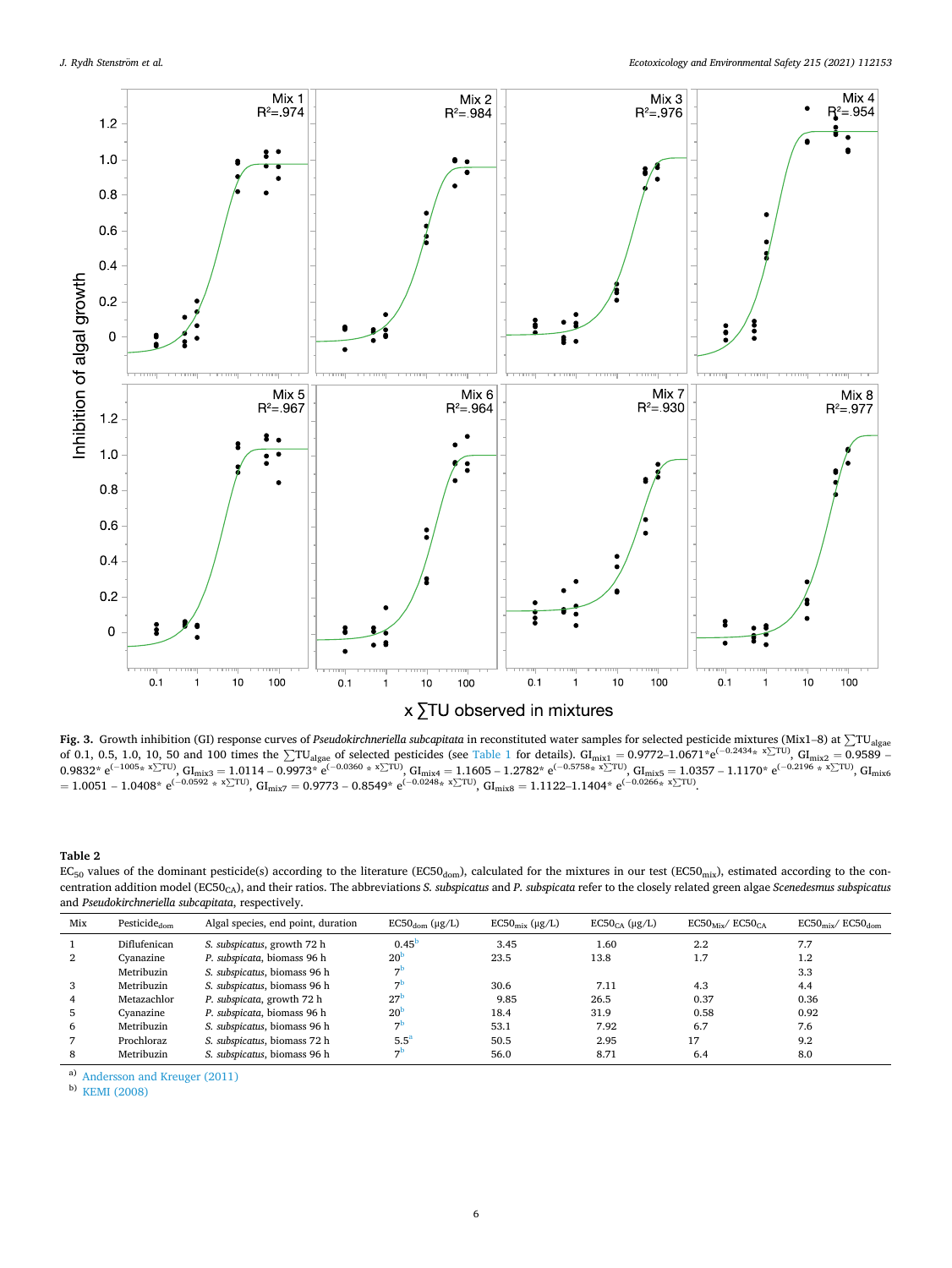Fig. 3. Growth inhibition (GI) response curves of *Pseudokirchneriella subcapitata* in reconstituted water samples for selected pesticide mixtures (Mix1–8) at $\sum TU_{algae}$ of 0.1, 0.5, 1.0, 10, 50 and 100 times the $\sum TU_{algae}$ of selected pesticides (see Table 1 for details). $GI_{mix1} = 0.9772–1.0671*e^{(-0.2434* x\sum TU)}$, $GI_{mix2} = 0.9589 – 0.9832* e^{(-1005* x\sum TU)}$, $GI_{mix3} = 1.0114 – 0.9973* e^{(-0.0360 * x\sum TU)}$, $GI_{mix4} = 1.1605 – 1.2782* e^{(-0.5758* x\sum TU)}$, $GI_{mix5} = 1.0357 – 1.1170* e^{(-0.2196 * x\sum TU)}$, $GI_{mix6} = 1.0051 – 1.0408* e^{(-0.0592 * x\sum TU)}$, $GI_{mix7} = 0.9773 – 0.8549* e^{(-0.0248* x\sum TU)}$, $GI_{mix8} = 1.1122–1.1404* e^{(-0.0266* x\sum TU)}$.

**Table 2**
$EC_{50}$ values of the dominant pesticide(s) according to the literature ($EC50_{dom}$), calculated for the mixtures in our test ($EC50_{mix}$), estimated according to the concentration addition model ($EC50_{CA}$), and their ratios. The abbreviations *S. subspicatus* and *P. subspicata* refer to the closely related green algae *Scenedesmus subspicatus* and *Pseudokirchneriella subcapitata*, respectively.

| Mix | Pesticide$_{dom}$ | Algal species, end point, duration | $EC50_{dom}$ (µg/L) | $EC50_{mix}$ (µg/L) | $EC50_{CA}$ (µg/L) | $EC50_{Mix}$/ $EC50_{CA}$ | $EC50_{mix}$/ $EC50_{dom}$ |
|---|---|---|---|---|---|---|---|
| 1 | Diflufenican | *S. subspicatus*, growth 72 h | 0.45[b] | 3.45 | 1.60 | 2.2 | 7.7 |
| 2 | Cyanazine | *P. subspicata*, biomass 96 h | 20[b] | 23.5 | 13.8 | 1.7 | 1.2 |
| | Metribuzin | *S. subspicatus*, biomass 96 h | 7[b] | | | | 3.3 |
| 3 | Metribuzin | *S. subspicatus*, biomass 96 h | 7[b] | 30.6 | 7.11 | 4.3 | 4.4 |
| 4 | Metazachlor | *P. subspicata*, growth 72 h | 27[b] | 9.85 | 26.5 | 0.37 | 0.36 |
| 5 | Cyanazine | *P. subspicata*, biomass 96 h | 20[b] | 18.4 | 31.9 | 0.58 | 0.92 |
| 6 | Metribuzin | *S. subspicatus*, biomass 96 h | 7[b] | 53.1 | 7.92 | 6.7 | 7.6 |
| 7 | Prochloraz | *S. subspicatus*, biomass 72 h | 5.5[a] | 50.5 | 2.95 | 17 | 9.2 |
| 8 | Metribuzin | *S. subspicatus*, biomass 96 h | 7[b] | 56.0 | 8.71 | 6.4 | 8.0 |

a) Andersson and Kreuger (2011)
b) KEMI (2008)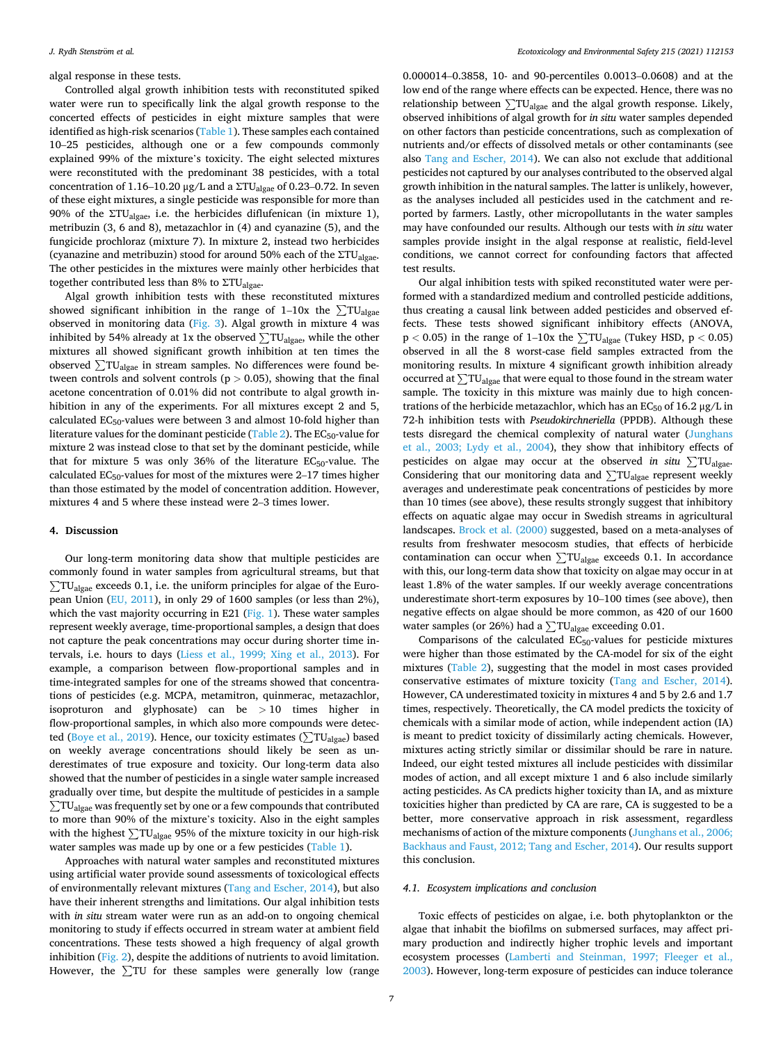algal response in these tests.

Controlled algal growth inhibition tests with reconstituted spiked water were run to specifically link the algal growth response to the concerted effects of pesticides in eight mixture samples that were identified as high-risk scenarios (Table 1). These samples each contained 10–25 pesticides, although one or a few compounds commonly explained 99% of the mixture's toxicity. The eight selected mixtures were reconstituted with the predominant 38 pesticides, with a total concentration of 1.16–10.20 µg/L and a $\Sigma TU_{algae}$ of 0.23–0.72. In seven of these eight mixtures, a single pesticide was responsible for more than 90% of the $\Sigma TU_{algae}$, i.e. the herbicides diflufenican (in mixture 1), metribuzin (3, 6 and 8), metazachlor in (4) and cyanazine (5), and the fungicide prochloraz (mixture 7). In mixture 2, instead two herbicides (cyanazine and metribuzin) stood for around 50% each of the $\Sigma TU_{algae}$. The other pesticides in the mixtures were mainly other herbicides that together contributed less than 8% to $\Sigma TU_{algae}$.

Algal growth inhibition tests with these reconstituted mixtures showed significant inhibition in the range of 1–10x the $\sum TU_{algae}$ observed in monitoring data (Fig. 3). Algal growth in mixture 4 was inhibited by 54% already at 1x the observed $\sum TU_{algae}$, while the other mixtures all showed significant growth inhibition at ten times the observed $\sum TU_{algae}$ in stream samples. No differences were found between controls and solvent controls ($p > 0.05$), showing that the final acetone concentration of 0.01% did not contribute to algal growth inhibition in any of the experiments. For all mixtures except 2 and 5, calculated $EC_{50}$-values were between 3 and almost 10-fold higher than literature values for the dominant pesticide (Table 2). The $EC_{50}$-value for mixture 2 was instead close to that set by the dominant pesticide, while that for mixture 5 was only 36% of the literature $EC_{50}$-value. The calculated $EC_{50}$-values for most of the mixtures were 2–17 times higher than those estimated by the model of concentration addition. However, mixtures 4 and 5 where these instead were 2–3 times lower.

## 4. Discussion

Our long-term monitoring data show that multiple pesticides are commonly found in water samples from agricultural streams, but that $\sum TU_{algae}$ exceeds 0.1, i.e. the uniform principles for algae of the European Union (EU, 2011), in only 29 of 1600 samples (or less than 2%), which the vast majority occurring in E21 (Fig. 1). These water samples represent weekly average, time-proportional samples, a design that does not capture the peak concentrations may occur during shorter time intervals, i.e. hours to days (Liess et al., 1999; Xing et al., 2013). For example, a comparison between flow-proportional samples and in time-integrated samples for one of the streams showed that concentrations of pesticides (e.g. MCPA, metamitron, quinmerac, metazachlor, isoproturon and glyphosate) can be $> 10$ times higher in flow-proportional samples, in which also more compounds were detected (Boye et al., 2019). Hence, our toxicity estimates ($\sum TU_{algae}$) based on weekly average concentrations should likely be seen as underestimates of true exposure and toxicity. Our long-term data also showed that the number of pesticides in a single water sample increased gradually over time, but despite the multitude of pesticides in a sample $\sum TU_{algae}$ was frequently set by one or a few compounds that contributed to more than 90% of the mixture's toxicity. Also in the eight samples with the highest $\sum TU_{algae}$ 95% of the mixture toxicity in our high-risk water samples was made up by one or a few pesticides (Table 1).

Approaches with natural water samples and reconstituted mixtures using artificial water provide sound assessments of toxicological effects of environmentally relevant mixtures (Tang and Escher, 2014), but also have their inherent strengths and limitations. Our algal inhibition tests with *in situ* stream water were run as an add-on to ongoing chemical monitoring to study if effects occurred in stream water at ambient field concentrations. These tests showed a high frequency of algal growth inhibition (Fig. 2), despite the additions of nutrients to avoid limitation. However, the $\sum TU$ for these samples were generally low (range 0.000014–0.3858, 10- and 90-percentiles 0.0013–0.0608) and at the low end of the range where effects can be expected. Hence, there was no relationship between $\sum TU_{algae}$ and the algal growth response. Likely, observed inhibitions of algal growth for *in situ* water samples depended on other factors than pesticide concentrations, such as complexation of nutrients and/or effects of dissolved metals or other contaminants (see also Tang and Escher, 2014). We can also not exclude that additional pesticides not captured by our analyses contributed to the observed algal growth inhibition in the natural samples. The latter is unlikely, however, as the analyses included all pesticides used in the catchment and reported by farmers. Lastly, other micropollutants in the water samples may have confounded our results. Although our tests with *in situ* water samples provide insight in the algal response at realistic, field-level conditions, we cannot correct for confounding factors that affected test results.

Our algal inhibition tests with spiked reconstituted water were performed with a standardized medium and controlled pesticide additions, thus creating a causal link between added pesticides and observed effects. These tests showed significant inhibitory effects (ANOVA, $p < 0.05$) in the range of 1–10x the $\sum TU_{algae}$ (Tukey HSD, $p < 0.05$) observed in all the 8 worst-case field samples extracted from the monitoring results. In mixture 4 significant growth inhibition already occurred at $\sum TU_{algae}$ that were equal to those found in the stream water sample. The toxicity in this mixture was mainly due to high concentrations of the herbicide metazachlor, which has an $EC_{50}$ of 16.2 µg/L in 72-h inhibition tests with *Pseudokirchneriella* (PPDB). Although these tests disregard the chemical complexity of natural water (Junghans et al., 2003; Lydy et al., 2004), they show that inhibitory effects of pesticides on algae may occur at the observed *in situ* $\sum TU_{algae}$. Considering that our monitoring data and $\sum TU_{algae}$ represent weekly averages and underestimate peak concentrations of pesticides by more than 10 times (see above), these results strongly suggest that inhibitory effects on aquatic algae may occur in Swedish streams in agricultural landscapes. Brock et al. (2000) suggested, based on a meta-analyses of results from freshwater mesocosm studies, that effects of herbicide contamination can occur when $\sum TU_{algae}$ exceeds 0.1. In accordance with this, our long-term data show that toxicity on algae may occur in at least 1.8% of the water samples. If our weekly average concentrations underestimate short-term exposures by 10–100 times (see above), then negative effects on algae should be more common, as 420 of our 1600 water samples (or 26%) had a $\sum TU_{algae}$ exceeding 0.01.

Comparisons of the calculated $EC_{50}$-values for pesticide mixtures were higher than those estimated by the CA-model for six of the eight mixtures (Table 2), suggesting that the model in most cases provided conservative estimates of mixture toxicity (Tang and Escher, 2014). However, CA underestimated toxicity in mixtures 4 and 5 by 2.6 and 1.7 times, respectively. Theoretically, the CA model predicts the toxicity of chemicals with a similar mode of action, while independent action (IA) is meant to predict toxicity of dissimilarly acting chemicals. However, mixtures acting strictly similar or dissimilar should be rare in nature. Indeed, our eight tested mixtures all include pesticides with dissimilar modes of action, and all except mixture 1 and 6 also include similarly acting pesticides. As CA predicts higher toxicity than IA, and as mixture toxicities higher than predicted by CA are rare, CA is suggested to be a better, more conservative approach in risk assessment, regardless mechanisms of action of the mixture components (Junghans et al., 2006; Backhaus and Faust, 2012; Tang and Escher, 2014). Our results support this conclusion.

### *4.1. Ecosystem implications and conclusion*

Toxic effects of pesticides on algae, i.e. both phytoplankton or the algae that inhabit the biofilms on submersed surfaces, may affect primary production and indirectly higher trophic levels and important ecosystem processes (Lamberti and Steinman, 1997; Fleeger et al., 2003). However, long-term exposure of pesticides can induce tolerance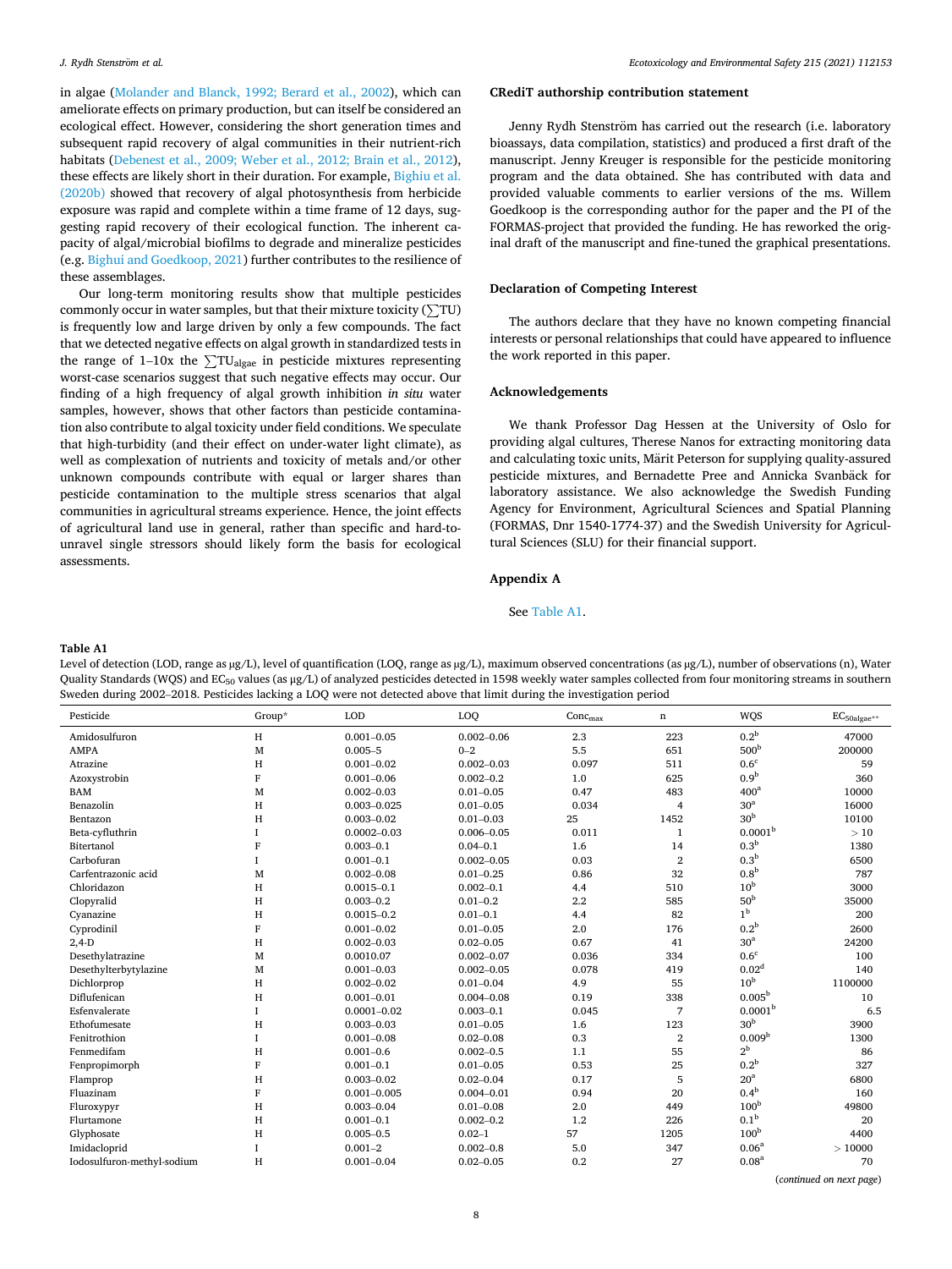in algae (Molander and Blanck, 1992; Berard et al., 2002), which can ameliorate effects on primary production, but can itself be considered an ecological effect. However, considering the short generation times and subsequent rapid recovery of algal communities in their nutrient-rich habitats (Debenest et al., 2009; Weber et al., 2012; Brain et al., 2012), these effects are likely short in their duration. For example, Bighiu et al. (2020b) showed that recovery of algal photosynthesis from herbicide exposure was rapid and complete within a time frame of 12 days, suggesting rapid recovery of their ecological function. The inherent capacity of algal/microbial biofilms to degrade and mineralize pesticides (e.g. Bighui and Goedkoop, 2021) further contributes to the resilience of these assemblages.

Our long-term monitoring results show that multiple pesticides commonly occur in water samples, but that their mixture toxicity ($\sum$TU) is frequently low and large driven by only a few compounds. The fact that we detected negative effects on algal growth in standardized tests in the range of 1–10x the $\sum TU_{algae}$ in pesticide mixtures representing worst-case scenarios suggest that such negative effects may occur. Our finding of a high frequency of algal growth inhibition *in situ* water samples, however, shows that other factors than pesticide contamination also contribute to algal toxicity under field conditions. We speculate that high-turbidity (and their effect on under-water light climate), as well as complexation of nutrients and toxicity of metals and/or other unknown compounds contribute with equal or larger shares than pesticide contamination to the multiple stress scenarios that algal communities in agricultural streams experience. Hence, the joint effects of agricultural land use in general, rather than specific and hard-to-unravel single stressors should likely form the basis for ecological assessments.

## CRediT authorship contribution statement

Jenny Rydh Stenström has carried out the research (i.e. laboratory bioassays, data compilation, statistics) and produced a first draft of the manuscript. Jenny Kreuger is responsible for the pesticide monitoring program and the data obtained. She has contributed with data and provided valuable comments to earlier versions of the ms. Willem Goedkoop is the corresponding author for the paper and the PI of the FORMAS-project that provided the funding. He has reworked the original draft of the manuscript and fine-tuned the graphical presentations.

## Declaration of Competing Interest

The authors declare that they have no known competing financial interests or personal relationships that could have appeared to influence the work reported in this paper.

## Acknowledgements

We thank Professor Dag Hessen at the University of Oslo for providing algal cultures, Therese Nanos for extracting monitoring data and calculating toxic units, Märit Peterson for supplying quality-assured pesticide mixtures, and Bernadette Pree and Annicka Svanbäck for laboratory assistance. We also acknowledge the Swedish Funding Agency for Environment, Agricultural Sciences and Spatial Planning (FORMAS, Dnr 1540-1774-37) and the Swedish University for Agricultural Sciences (SLU) for their financial support.

## Appendix A

See Table A1.

**Table A1**
Level of detection (LOD, range as µg/L), level of quantification (LOQ, range as µg/L), maximum observed concentrations (as µg/L), number of observations (n), Water Quality Standards (WQS) and $EC_{50}$ values (as µg/L) of analyzed pesticides detected in 1598 weekly water samples collected from four monitoring streams in southern Sweden during 2002–2018. Pesticides lacking a LOQ were not detected above that limit during the investigation period

| Pesticide | Group* | LOD | LOQ | $Conc_{max}$ | n | WQS | $EC_{50algae**}$ |
|---|---|---|---|---|---|---|---|
| Amidosulfuron | H | 0.001–0.05 | 0.002–0.06 | 2.3 | 223 | 0.2[b] | 47000 |
| AMPA | M | 0.005–5 | 0–2 | 5.5 | 651 | 500[b] | 200000 |
| Atrazine | H | 0.001–0.02 | 0.002–0.03 | 0.097 | 511 | 0.6[c] | 59 |
| Azoxystrobin | F | 0.001–0.06 | 0.002–0.2 | 1.0 | 625 | 0.9[b] | 360 |
| BAM | M | 0.002–0.03 | 0.01–0.05 | 0.47 | 483 | 400[a] | 10000 |
| Benazolin | H | 0.003–0.025 | 0.01–0.05 | 0.034 | 4 | 30[a] | 16000 |
| Bentazon | H | 0.003–0.02 | 0.01–0.03 | 25 | 1452 | 30[b] | 10100 |
| Beta-cyfluthrin | I | 0.0002–0.03 | 0.006–0.05 | 0.011 | 1 | 0.0001[b] | > 10 |
| Bitertanol | F | 0.003–0.1 | 0.04–0.1 | 1.6 | 14 | 0.3[b] | 1380 |
| Carbofuran | I | 0.001–0.1 | 0.002–0.05 | 0.03 | 2 | 0.3[b] | 6500 |
| Carfentrazonic acid | M | 0.002–0.08 | 0.01–0.25 | 0.86 | 32 | 0.8[b] | 787 |
| Chloridazon | H | 0.0015–0.1 | 0.002–0.1 | 4.4 | 510 | 10[b] | 3000 |
| Clopyralid | H | 0.003–0.2 | 0.01–0.2 | 2.2 | 585 | 50[b] | 35000 |
| Cyanazine | H | 0.0015–0.2 | 0.01–0.1 | 4.4 | 82 | 1[b] | 200 |
| Cyprodinil | F | 0.001–0.02 | 0.01–0.05 | 2.0 | 176 | 0.2[b] | 2600 |
| 2,4-D | H | 0.002–0.03 | 0.02–0.05 | 0.67 | 41 | 30[a] | 24200 |
| Desethylatrazine | M | 0.0010.07 | 0.002–0.07 | 0.036 | 334 | 0.6[c] | 100 |
| Desethylterbytylazine | M | 0.001–0.03 | 0.002–0.05 | 0.078 | 419 | 0.02[d] | 140 |
| Dichlorprop | H | 0.002–0.02 | 0.01–0.04 | 4.9 | 55 | 10[b] | 1100000 |
| Diflufenican | H | 0.001–0.01 | 0.004–0.08 | 0.19 | 338 | 0.005[b] | 10 |
| Esfenvalerate | I | 0.0001–0.02 | 0.003–0.1 | 0.045 | 7 | 0.0001[b] | 6.5 |
| Ethofumesate | H | 0.003–0.03 | 0.01–0.05 | 1.6 | 123 | 30[b] | 3900 |
| Fenitrothion | I | 0.001–0.08 | 0.02–0.08 | 0.3 | 2 | 0.009[b] | 1300 |
| Fenmedifam | H | 0.001–0.6 | 0.002–0.5 | 1.1 | 55 | 2[b] | 86 |
| Fenpropimorph | F | 0.001–0.1 | 0.01–0.05 | 0.53 | 25 | 0.2[b] | 327 |
| Flamprop | H | 0.003–0.02 | 0.02–0.04 | 0.17 | 5 | 20[a] | 6800 |
| Fluazinam | F | 0.001–0.005 | 0.004–0.01 | 0.94 | 20 | 0.4[b] | 160 |
| Fluroxypyr | H | 0.003–0.04 | 0.01–0.08 | 2.0 | 449 | 100[b] | 49800 |
| Flurtamone | H | 0.001–0.1 | 0.002–0.2 | 1.2 | 226 | 0.1[b] | 20 |
| Glyphosate | H | 0.005–0.5 | 0.02–1 | 57 | 1205 | 100[b] | 4400 |
| Imidacloprid | I | 0.001–2 | 0.002–0.8 | 5.0 | 347 | 0.06[a] | > 10000 |
| Iodosulfuron-methyl-sodium | H | 0.001–0.04 | 0.02–0.05 | 0.2 | 27 | 0.08[a] | 70 |

(*continued on next page*)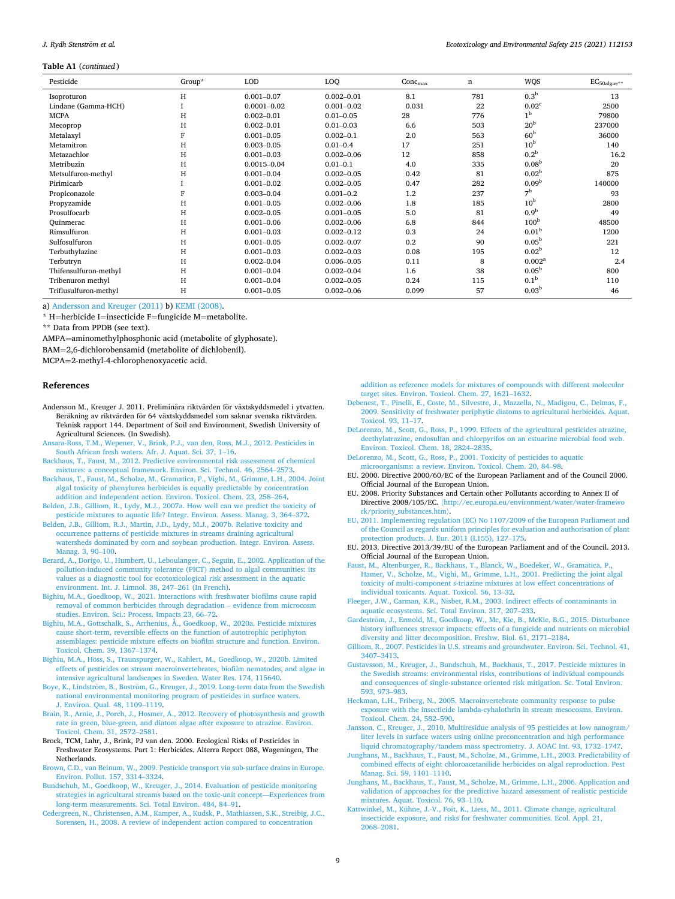**Table A1** (*continued*)

| Pesticide | Group* | LOD | LOQ | $Conc_{max}$ | n | WQS | $EC_{50algae}$** |
|---|---|---|---|---|---|---|---|
| Isoproturon | H | 0.001–0.07 | 0.002–0.01 | 8.1 | 781 | 0.3[b] | 13 |
| Lindane (Gamma-HCH) | I | 0.0001–0.02 | 0.001–0.02 | 0.031 | 22 | 0.02[c] | 2500 |
| MCPA | H | 0.002–0.01 | 0.01–0.05 | 28 | 776 | 1[b] | 79800 |
| Mecoprop | H | 0.002–0.01 | 0.01–0.03 | 6.6 | 503 | 20[b] | 237000 |
| Metalaxyl | F | 0.001–0.05 | 0.002–0.1 | 2.0 | 563 | 60[b] | 36000 |
| Metamitron | H | 0.003–0.05 | 0.01–0.4 | 17 | 251 | 10[b] | 140 |
| Metazachlor | H | 0.001–0.03 | 0.002–0.06 | 12 | 858 | 0.2[b] | 16.2 |
| Metribuzin | H | 0.0015–0.04 | 0.01–0.1 | 4.0 | 335 | 0.08[b] | 20 |
| Metsulfuron-methyl | H | 0.001–0.04 | 0.002–0.05 | 0.42 | 81 | 0.02[b] | 875 |
| Pirimicarb | I | 0.001–0.02 | 0.002–0.05 | 0.47 | 282 | 0.09[b] | 140000 |
| Propiconazole | F | 0.003–0.04 | 0.001–0.2 | 1.2 | 237 | 7[b] | 93 |
| Propyzamide | H | 0.001–0.05 | 0.002–0.06 | 1.8 | 185 | 10[b] | 2800 |
| Prosulfocarb | H | 0.002–0.05 | 0.001–0.05 | 5.0 | 81 | 0.9[b] | 49 |
| Quinmerac | H | 0.001–0.06 | 0.002–0.06 | 6.8 | 844 | 100[b] | 48500 |
| Rimsulfuron | H | 0.001–0.03 | 0.002–0.12 | 0.3 | 24 | 0.01[b] | 1200 |
| Sulfosulfuron | H | 0.001–0.05 | 0.002–0.07 | 0.2 | 90 | 0.05[b] | 221 |
| Terbuthylazine | H | 0.001–0.03 | 0.002–0.03 | 0.08 | 195 | 0.02[b] | 12 |
| Terbutryn | H | 0.002–0.04 | 0.006–0.05 | 0.11 | 8 | 0.002[a] | 2.4 |
| Thifensulfuron-methyl | H | 0.001–0.04 | 0.002–0.04 | 1.6 | 38 | 0.05[b] | 800 |
| Tribenuron methyl | H | 0.001–0.04 | 0.002–0.05 | 0.24 | 115 | 0.1[b] | 110 |
| Triflusulfuron-methyl | H | 0.001–0.05 | 0.002–0.06 | 0.099 | 57 | 0.03[b] | 46 |

a) Andersson and Kreuger (2011) b) KEMI (2008).
* H=herbicide I=insecticide F=fungicide M=metabolite.
** Data from PPDB (see text).
AMPA=aminomethylphosphonic acid (metabolite of glyphosate).
BAM=2,6-dichlorobensamid (metabolite of dichlobenil).
MCPA=2-methyl-4-chlorophenoxyacetic acid.

## References

Andersson M., Kreuger J. 2011. Preliminära riktvärden för växtskyddsmedel i ytvatten. Beräkning av riktvärden för 64 växtskyddsmedel som saknar svenska riktvärden. Teknisk rapport 144. Department of Soil and Environment, Swedish University of Agricultural Sciences. (In Swedish).

Ansara-Ross, T.M., Wepener, V., Brink, P.J., van den, Ross, M.J., 2012. Pesticides in South African fresh waters. Afr. J. Aquat. Sci. 37, 1–16.

Backhaus, T., Faust, M., 2012. Predictive environmental risk assessment of chemical mixtures: a conceptual framework. Environ. Sci. Technol. 46, 2564–2573.

Backhaus, T., Faust, M., Scholze, M., Gramatica, P., Vighi, M., Grimme, L.H., 2004. Joint algal toxicity of phenylurea herbicides is equally predictable by concentration addition and independent action. Environ. Toxicol. Chem. 23, 258–264.

Belden, J.B., Gilliom, R., Lydy, M.J., 2007a. How well can we predict the toxicity of pesticide mixtures to aquatic life? Integr. Environ. Assess. Manag. 3, 364–372.

Belden, J.B., Gilliom, R.J., Martin, J.D., Lydy, M.J., 2007b. Relative toxicity and occurrence patterns of pesticide mixtures in streams draining agricultural watersheds dominated by corn and soybean production. Integr. Environ. Assess. Manag. 3, 90–100.

Berard, A., Dorigo, U., Humbert, U., Leboulanger, C., Seguin, E., 2002. Application of the pollution-induced community tolerance (PICT) method to algal communities: its values as a diagnostic tool for ecotoxicological risk assessment in the aquatic environment. Int. J. Limnol. 38, 247–261 (In French).

Bighiu, M.A., Goedkoop, W., 2021. Interactions with freshwater biofilms cause rapid removal of common herbicides through degradation – evidence from microcosm studies. Environ. Sci.: Process. Impacts 23, 66–72.

Bighiu, M.A., Gottschalk, S., Arrhenius, Å., Goedkoop, W., 2020a. Pesticide mixtures cause short-term, reversible effects on the function of autotrophic periphyton assemblages: pesticide mixture effects on biofilm structure and function. Environ. Toxicol. Chem. 39, 1367–1374.

Bighiu, M.A., Höss, S., Traunspurger, W., Kahlert, M., Goedkoop, W., 2020b. Limited effects of pesticides on stream macroinvertebrates, biofilm nematodes, and algae in intensive agricultural landscapes in Sweden. Water Res. 174, 115640.

Boye, K., Lindström, B., Boström, G., Kreuger, J., 2019. Long-term data from the Swedish national environmental monitoring program of pesticides in surface waters. J. Environ. Qual. 48, 1109–1119.

Brain, R., Arnie, J., Porch, J., Hosmer, A., 2012. Recovery of photosynthesis and growth rate in green, blue-green, and diatom algae after exposure to atrazine. Environ. Toxicol. Chem. 31, 2572–2581.

Brock, TCM, Lahr, J., Brink, PJ van den. 2000. Ecological Risks of Pesticides in Freshwater Ecosystems. Part 1: Herbicides. Alterra Report 088, Wageningen, The Netherlands.

Brown, C.D., van Beinum, W., 2009. Pesticide transport via sub-surface drains in Europe. Environ. Pollut. 157, 3314–3324.

Bundschuh, M., Goedkoop, W., Kreuger, J., 2014. Evaluation of pesticide monitoring strategies in agricultural streams based on the toxic-unit concept—Experiences from long-term measurements. Sci. Total Environ. 484, 84–91.

Cedergreen, N., Christensen, A.M., Kamper, A., Kudsk, P., Mathiassen, S.K., Streibig, J.C., Sorensen, H., 2008. A review of independent action compared to concentration addition as reference models for mixtures of compounds with different molecular target sites. Environ. Toxicol. Chem. 27, 1621–1632.

Debenest, T., Pinelli, E., Coste, M., Silvestre, J., Mazzella, N., Madigou, C., Delmas, F., 2009. Sensitivity of freshwater periphytic diatoms to agricultural herbicides. Aquat. Toxicol. 93, 11–17.

DeLorenzo, M., Scott, G., Ross, P., 1999. Effects of the agricultural pesticides atrazine, deethylatrazine, endosulfan and chlorpyrifos on an estuarine microbial food web. Environ. Toxicol. Chem. 18, 2824–2835.

DeLorenzo, M., Scott, G., Ross, P., 2001. Toxicity of pesticides to aquatic microorganisms: a review. Environ. Toxicol. Chem. 20, 84–98.

EU. 2000. Directive 2000/60/EC of the European Parliament and of the Council 2000. Official Journal of the European Union.

EU. 2008. Priority Substances and Certain other Pollutants according to Annex II of Directive 2008/105/EC. 〈http://ec.europa.eu/environment/water/water-framework/priority_substances.htm〉.

EU, 2011. Implementing regulation (EC) No 1107/2009 of the European Parliament and of the Council as regards uniform principles for evaluation and authorisation of plant protection products. J. Eur. 2011 (L155), 127–175.

EU. 2013. Directive 2013/39/EU of the European Parliament and of the Council. 2013. Official Journal of the European Union.

Faust, M., Altenburger, R., Backhaus, T., Blanck, W., Boedeker, W., Gramatica, P., Hamer, V., Scholze, M., Vighi, M., Grimme, L.H., 2001. Predicting the joint algal toxicity of multi-component *s*-triazine mixtures at low effect concentrations of individual toxicants. Aquat. Toxicol. 56, 13–32.

Fleeger, J.W., Carman, K.R., Nisbet, R.M., 2003. Indirect effects of contaminants in aquatic ecosystems. Sci. Total Environ. 317, 207–233.

Gardeström, J., Ermold, M., Goedkoop, W., Mc, Kie, B., McKie, B.G., 2015. Disturbance history influences stressor impacts: effects of a fungicide and nutrients on microbial diversity and litter decomposition. Freshw. Biol. 61, 2171–2184.

Gilliom, R., 2007. Pesticides in U.S. streams and groundwater. Environ. Sci. Technol. 41, 3407–3413.

Gustavsson, M., Kreuger, J., Bundschuh, M., Backhaus, T., 2017. Pesticide mixtures in the Swedish streams: environmental risks, contributions of individual compounds and consequences of single-substance oriented risk mitigation. Sc. Total Environ. 593, 973–983.

Heckman, L.H., Friberg, N., 2005. Macroinvertebrate community response to pulse exposure with the insecticide lambda-cyhalothrin in stream mesocosms. Environ. Toxicol. Chem. 24, 582–590.

Jansson, C., Kreuger, J., 2010. Multiresidue analysis of 95 pesticides at low nanogram/liter levels in surface waters using online preconcentration and high performance liquid chromatography/tandem mass spectrometry. J. AOAC Int. 93, 1732–1747.

Junghans, M., Backhaus, T., Faust, M., Scholze, M., Grimme, L.H., 2003. Predictability of combined effects of eight chloroacetanilide herbicides on algal reproduction. Pest Manag. Sci. 59, 1101–1110.

Junghans, M., Backhaus, T., Faust, M., Scholze, M., Grimme, L.H., 2006. Application and validation of approaches for the predictive hazard assessment of realistic pesticide mixtures. Aquat. Toxicol. 76, 93–110.

Kattwinkel, M., Kühne, J.-V., Foit, K., Liess, M., 2011. Climate change, agricultural insecticide exposure, and risks for freshwater communities. Ecol. Appl. 21, 2068–2081.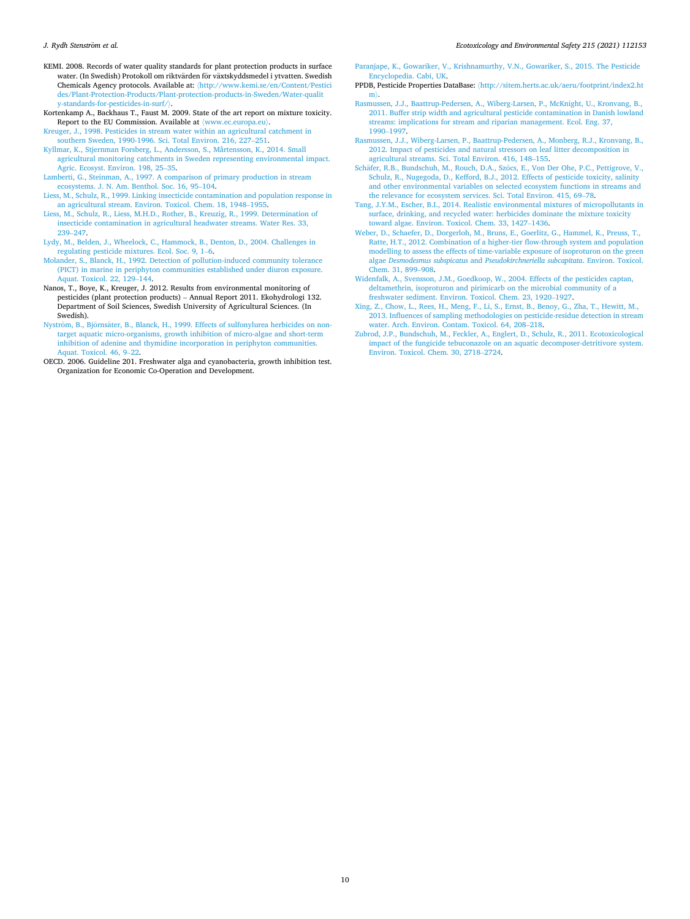KEMI. 2008. Records of water quality standards for plant protection products in surface water. (In Swedish) Protokoll om riktvärden för växtskyddsmedel i ytvatten. Swedish Chemicals Agency protocols. Available at: ⟨http://www.kemi.se/en/Content/Pesticides/Plant-Protection-Products/Plant-protection-products-in-Sweden/Water-quality-standards-for-pesticides-in-surf/⟩.

Kortenkamp A., Backhaus T., Faust M. 2009. State of the art report on mixture toxicity. Report to the EU Commission. Available at ⟨www.ec.europa.eu⟩.

Kreuger, J., 1998. Pesticides in stream water within an agricultural catchment in southern Sweden, 1990-1996. Sci. Total Environ. 216, 227–251.

Kyllmar, K., Stjernman Forsberg, L., Andersson, S., Mårtensson, K., 2014. Small agricultural monitoring catchments in Sweden representing environmental impact. Agric. Ecosyst. Environ. 198, 25–35.

Lamberti, G., Steinman, A., 1997. A comparison of primary production in stream ecosystems. J. N. Am. Benthol. Soc. 16, 95–104.

Liess, M., Schulz, R., 1999. Linking insecticide contamination and population response in an agricultural stream. Environ. Toxicol. Chem. 18, 1948–1955.

Liess, M., Schulz, R., Liess, M.H.D., Rother, B., Kreuzig, R., 1999. Determination of insecticide contamination in agricultural headwater streams. Water Res. 33, 239–247.

Lydy, M., Belden, J., Wheelock, C., Hammock, B., Denton, D., 2004. Challenges in regulating pesticide mixtures. Ecol. Soc. 9, 1–6.

Molander, S., Blanck, H., 1992. Detection of pollution-induced community tolerance (PICT) in marine in periphyton communities established under diuron exposure. Aquat. Toxicol. 22, 129–144.

Nanos, T., Boye, K., Kreuger, J. 2012. Results from environmental monitoring of pesticides (plant protection products) – Annual Report 2011. Ekohydrologi 132. Department of Soil Sciences, Swedish University of Agricultural Sciences. (In Swedish).

Nyström, B., Björnsäter, B., Blanck, H., 1999. Effects of sulfonylurea herbicides on non-target aquatic micro-organisms, growth inhibition of micro-algae and short-term inhibition of adenine and thymidine incorporation in periphyton communities. Aquat. Toxicol. 46, 9–22.

OECD. 2006. Guideline 201. Freshwater alga and cyanobacteria, growth inhibition test. Organization for Economic Co-Operation and Development.

Paranjape, K., Gowariker, V., Krishnamurthy, V.N., Gowariker, S., 2015. The Pesticide Encyclopedia. Cabi, UK.

PPDB, Pesticide Properties DataBase: ⟨http://sitem.herts.ac.uk/aeru/footprint/index2.htm⟩.

Rasmussen, J.J., Baattrup-Pedersen, A., Wiberg-Larsen, P., McKnight, U., Kronvang, B., 2011. Buffer strip width and agricultural pesticide contamination in Danish lowland streams: implications for stream and riparian management. Ecol. Eng. 37, 1990–1997.

Rasmussen, J.J., Wiberg-Larsen, P., Baattrup-Pedersen, A., Monberg, R.J., Kronvang, B., 2012. Impact of pesticides and natural stressors on leaf litter decomposition in agricultural streams. Sci. Total Environ. 416, 148–155.

Schäfer, R.B., Bundschuh, M., Rouch, D.A., Szöcs, E., Von Der Ohe, P.C., Pettigrove, V., Schulz, R., Nugegoda, D., Kefford, B.J., 2012. Effects of pesticide toxicity, salinity and other environmental variables on selected ecosystem functions in streams and the relevance for ecosystem services. Sci. Total Environ. 415, 69–78.

Tang, J.Y.M., Escher, B.I., 2014. Realistic environmental mixtures of micropollutants in surface, drinking, and recycled water: herbicides dominate the mixture toxicity toward algae. Environ. Toxicol. Chem. 33, 1427–1436.

Weber, D., Schaefer, D., Dorgerloh, M., Bruns, E., Goerlitz, G., Hammel, K., Preuss, T., Ratte, H.T., 2012. Combination of a higher-tier flow-through system and population modelling to assess the effects of time-variable exposure of isoproturon on the green algae *Desmodesmus subspicatus* and *Pseudokirchneriella subcapitata*. Environ. Toxicol. Chem. 31, 899–908.

Widenfalk, A., Svensson, J.M., Goedkoop, W., 2004. Effects of the pesticides captan, deltamethrin, isoproturon and pirimicarb on the microbial community of a freshwater sediment. Environ. Toxicol. Chem. 23, 1920–1927.

Xing, Z., Chow, L., Rees, H., Meng, F., Li, S., Ernst, B., Benoy, G., Zha, T., Hewitt, M., 2013. Influences of sampling methodologies on pesticide-residue detection in stream water. Arch. Environ. Contam. Toxicol. 64, 208–218.

Zubrod, J.P., Bundschuh, M., Feckler, A., Englert, D., Schulz, R., 2011. Ecotoxicological impact of the fungicide tebuconazole on an aquatic decomposer-detritivore system. Environ. Toxicol. Chem. 30, 2718–2724.